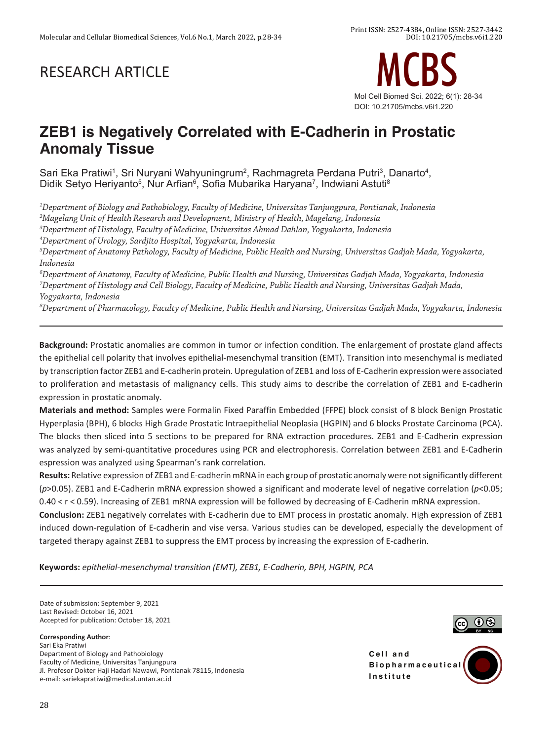RESEARCH ARTICLE

# ZEB1 is Negatively Correlated with E-Cadherin in Prostatic Anomaly Tissue

Sari Eka Pratiwi[1], Sri Nuryani Wahyuningrum[2], Rachmagreta Perdana Putri[3], Danarto[4], Didik Setyo Heriyanto[5], Nur Arfian[6], Sofia Mubarika Haryana[7], Indwiani Astuti[8]

*[1]Department of Biology and Pathobiology, Faculty of Medicine, Universitas Tanjungpura, Pontianak, Indonesia*
*[2]Magelang Unit of Health Research and Development, Ministry of Health, Magelang, Indonesia*
*[3]Department of Histology, Faculty of Medicine, Universitas Ahmad Dahlan, Yogyakarta, Indonesia*
*[4]Department of Urology, Sardjito Hospital, Yogyakarta, Indonesia*
*[5]Department of Anatomy Pathology, Faculty of Medicine, Public Health and Nursing, Universitas Gadjah Mada, Yogyakarta, Indonesia*
*[6]Department of Anatomy, Faculty of Medicine, Public Health and Nursing, Universitas Gadjah Mada, Yogyakarta, Indonesia*
*[7]Department of Histology and Cell Biology, Faculty of Medicine, Public Health and Nursing, Universitas Gadjah Mada, Yogyakarta, Indonesia*
*[8]Department of Pharmacology, Faculty of Medicine, Public Health and Nursing, Universitas Gadjah Mada, Yogyakarta, Indonesia*

---

**Background:** Prostatic anomalies are common in tumor or infection condition. The enlargement of prostate gland affects the epithelial cell polarity that involves epithelial-mesenchymal transition (EMT). Transition into mesenchymal is mediated by transcription factor ZEB1 and E-cadherin protein. Upregulation of ZEB1 and loss of E-Cadherin expression were associated to proliferation and metastasis of malignancy cells. This study aims to describe the correlation of ZEB1 and E-cadherin expression in prostatic anomaly.

**Materials and method:** Samples were Formalin Fixed Paraffin Embedded (FFPE) block consist of 8 block Benign Prostatic Hyperplasia (BPH), 6 blocks High Grade Prostatic Intraepithelial Neoplasia (HGPIN) and 6 blocks Prostate Carcinoma (PCA). The blocks then sliced into 5 sections to be prepared for RNA extraction procedures. ZEB1 and E-Cadherin expression was analyzed by semi-quantitative procedures using PCR and electrophoresis. Correlation between ZEB1 and E-Cadherin espression was analyzed using Spearman's rank correlation.

**Results:** Relative expression of ZEB1 and E-cadherin mRNA in each group of prostatic anomaly were not significantly different ($p$>0.05). ZEB1 and E-Cadherin mRNA expression showed a significant and moderate level of negative correlation ($p$<0.05; 0.40 < r < 0.59). Increasing of ZEB1 mRNA expression will be followed by decreasing of E-Cadherin mRNA expression.

**Conclusion:** ZEB1 negatively correlates with E-cadherin due to EMT process in prostatic anomaly. High expression of ZEB1 induced down-regulation of E-cadherin and vise versa. Various studies can be developed, especially the development of targeted therapy against ZEB1 to suppress the EMT process by increasing the expression of E-cadherin.

**Keywords:** *epithelial-mesenchymal transition (EMT), ZEB1, E-Cadherin, BPH, HGPIN, PCA*

---

Date of submission: September 9, 2021
Last Revised: October 16, 2021
Accepted for publication: October 18, 2021

**Corresponding Author**:
Sari Eka Pratiwi
Department of Biology and Pathobiology
Faculty of Medicine, Universitas Tanjungpura
Jl. Profesor Dokter Haji Hadari Nawawi, Pontianak 78115, Indonesia
e-mail: sariekapratiwi@medical.untan.ac.id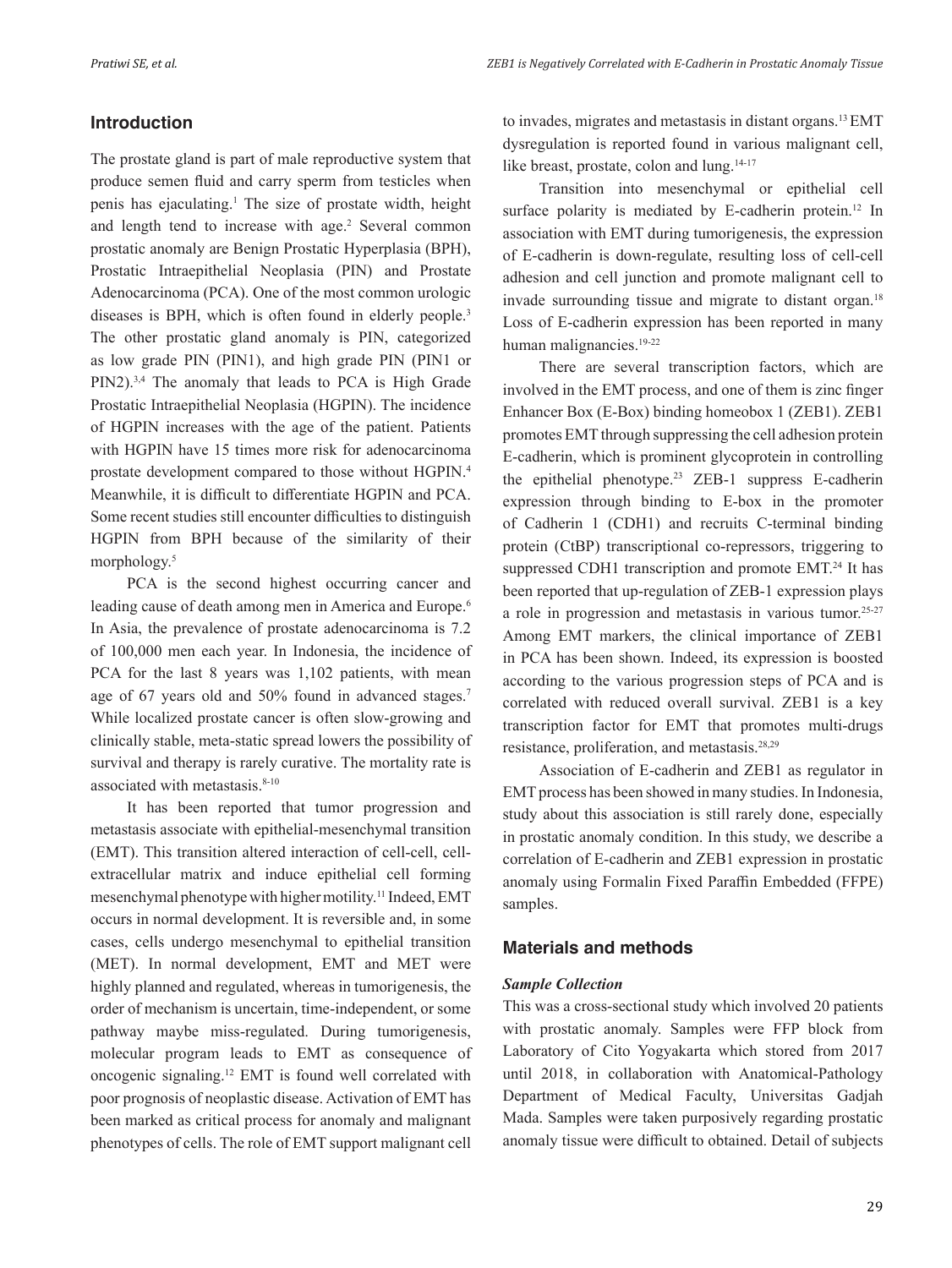## Introduction

The prostate gland is part of male reproductive system that produce semen fluid and carry sperm from testicles when penis has ejaculating.[1] The size of prostate width, height and length tend to increase with age.[2] Several common prostatic anomaly are Benign Prostatic Hyperplasia (BPH), Prostatic Intraepithelial Neoplasia (PIN) and Prostate Adenocarcinoma (PCA). One of the most common urologic diseases is BPH, which is often found in elderly people.[3] The other prostatic gland anomaly is PIN, categorized as low grade PIN (PIN1), and high grade PIN (PIN1 or PIN2).[3,4] The anomaly that leads to PCA is High Grade Prostatic Intraepithelial Neoplasia (HGPIN). The incidence of HGPIN increases with the age of the patient. Patients with HGPIN have 15 times more risk for adenocarcinoma prostate development compared to those without HGPIN.[4] Meanwhile, it is difficult to differentiate HGPIN and PCA. Some recent studies still encounter difficulties to distinguish HGPIN from BPH because of the similarity of their morphology.[5]

PCA is the second highest occurring cancer and leading cause of death among men in America and Europe.[6] In Asia, the prevalence of prostate adenocarcinoma is 7.2 of 100,000 men each year. In Indonesia, the incidence of PCA for the last 8 years was 1,102 patients, with mean age of 67 years old and 50% found in advanced stages.[7] While localized prostate cancer is often slow-growing and clinically stable, meta-static spread lowers the possibility of survival and therapy is rarely curative. The mortality rate is associated with metastasis.[8-10]

It has been reported that tumor progression and metastasis associate with epithelial-mesenchymal transition (EMT). This transition altered interaction of cell-cell, cell-extracellular matrix and induce epithelial cell forming mesenchymal phenotype with higher motility.[11] Indeed, EMT occurs in normal development. It is reversible and, in some cases, cells undergo mesenchymal to epithelial transition (MET). In normal development, EMT and MET were highly planned and regulated, whereas in tumorigenesis, the order of mechanism is uncertain, time-independent, or some pathway maybe miss-regulated. During tumorigenesis, molecular program leads to EMT as consequence of oncogenic signaling.[12] EMT is found well correlated with poor prognosis of neoplastic disease. Activation of EMT has been marked as critical process for anomaly and malignant phenotypes of cells. The role of EMT support malignant cell to invades, migrates and metastasis in distant organs.[13] EMT dysregulation is reported found in various malignant cell, like breast, prostate, colon and lung.[14-17]

Transition into mesenchymal or epithelial cell surface polarity is mediated by E-cadherin protein.[12] In association with EMT during tumorigenesis, the expression of E-cadherin is down-regulate, resulting loss of cell-cell adhesion and cell junction and promote malignant cell to invade surrounding tissue and migrate to distant organ.[18] Loss of E-cadherin expression has been reported in many human malignancies.[19-22]

There are several transcription factors, which are involved in the EMT process, and one of them is zinc finger Enhancer Box (E-Box) binding homeobox 1 (ZEB1). ZEB1 promotes EMT through suppressing the cell adhesion protein E-cadherin, which is prominent glycoprotein in controlling the epithelial phenotype.[23] ZEB-1 suppress E-cadherin expression through binding to E-box in the promoter of Cadherin 1 (CDH1) and recruits C-terminal binding protein (CtBP) transcriptional co-repressors, triggering to suppressed CDH1 transcription and promote EMT.[24] It has been reported that up-regulation of ZEB-1 expression plays a role in progression and metastasis in various tumor.[25-27] Among EMT markers, the clinical importance of ZEB1 in PCA has been shown. Indeed, its expression is boosted according to the various progression steps of PCA and is correlated with reduced overall survival. ZEB1 is a key transcription factor for EMT that promotes multi-drugs resistance, proliferation, and metastasis.[28,29]

Association of E-cadherin and ZEB1 as regulator in EMT process has been showed in many studies. In Indonesia, study about this association is still rarely done, especially in prostatic anomaly condition. In this study, we describe a correlation of E-cadherin and ZEB1 expression in prostatic anomaly using Formalin Fixed Paraffin Embedded (FFPE) samples.

## Materials and methods

### *Sample Collection*

This was a cross-sectional study which involved 20 patients with prostatic anomaly. Samples were FFP block from Laboratory of Cito Yogyakarta which stored from 2017 until 2018, in collaboration with Anatomical-Pathology Department of Medical Faculty, Universitas Gadjah Mada. Samples were taken purposively regarding prostatic anomaly tissue were difficult to obtained. Detail of subjects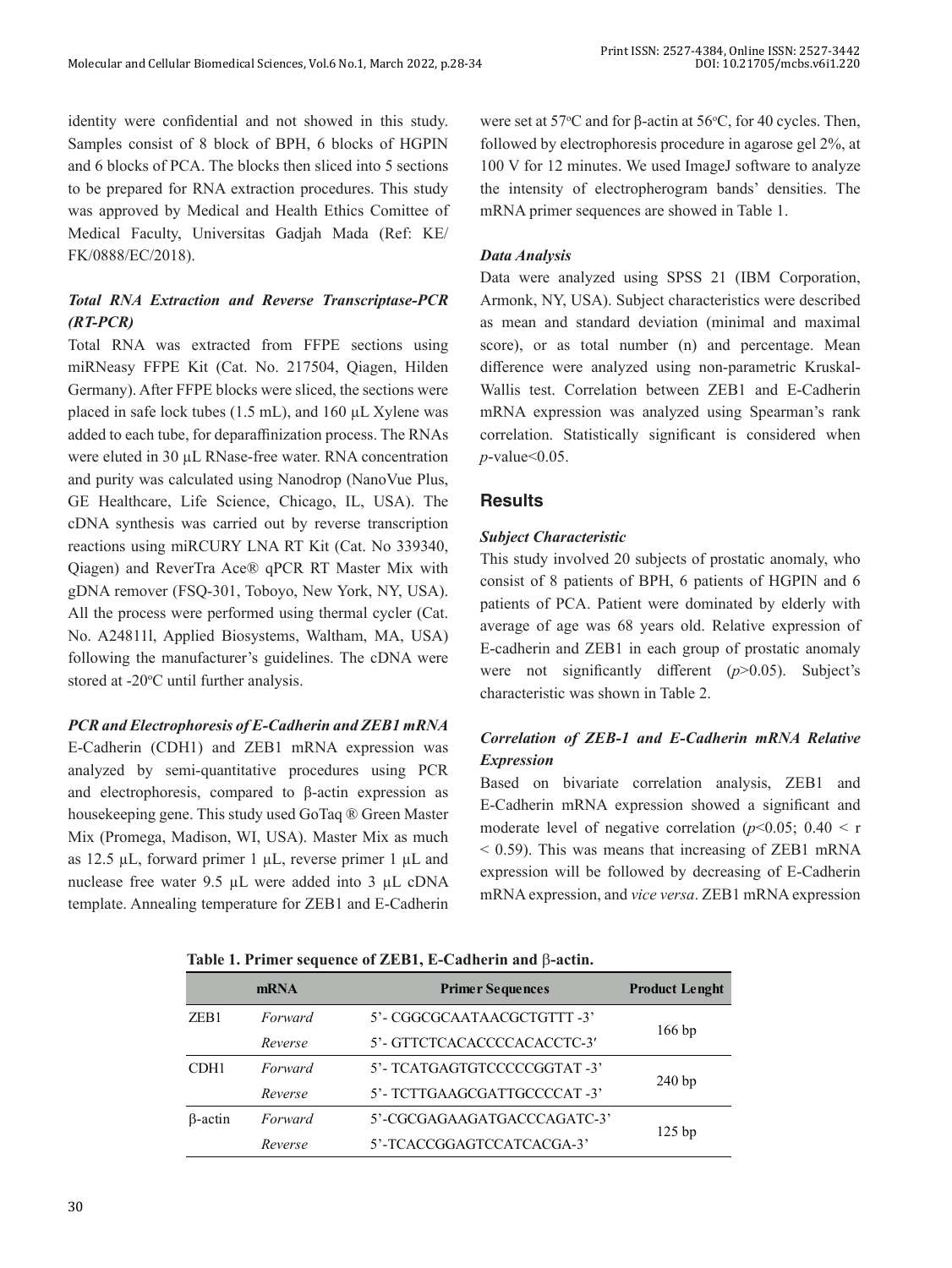identity were confidential and not showed in this study. Samples consist of 8 block of BPH, 6 blocks of HGPIN and 6 blocks of PCA. The blocks then sliced into 5 sections to be prepared for RNA extraction procedures. This study was approved by Medical and Health Ethics Comittee of Medical Faculty, Universitas Gadjah Mada (Ref: KE/FK/0888/EC/2018).

### *Total RNA Extraction and Reverse Transcriptase-PCR (RT-PCR)*

Total RNA was extracted from FFPE sections using miRNeasy FFPE Kit (Cat. No. 217504, Qiagen, Hilden Germany). After FFPE blocks were sliced, the sections were placed in safe lock tubes (1.5 mL), and 160 μL Xylene was added to each tube, for deparaffinization process. The RNAs were eluted in 30 μL RNase-free water. RNA concentration and purity was calculated using Nanodrop (NanoVue Plus, GE Healthcare, Life Science, Chicago, IL, USA). The cDNA synthesis was carried out by reverse transcription reactions using miRCURY LNA RT Kit (Cat. No 339340, Qiagen) and ReverTra Ace® qPCR RT Master Mix with gDNA remover (FSQ-301, Toboyo, New York, NY, USA). All the process were performed using thermal cycler (Cat. No. A24811l, Applied Biosystems, Waltham, MA, USA) following the manufacturer's guidelines. The cDNA were stored at -20°C until further analysis.

### *PCR and Electrophoresis of E-Cadherin and ZEB1 mRNA*

E-Cadherin (CDH1) and ZEB1 mRNA expression was analyzed by semi-quantitative procedures using PCR and electrophoresis, compared to β-actin expression as housekeeping gene. This study used GoTaq ® Green Master Mix (Promega, Madison, WI, USA). Master Mix as much as 12.5 μL, forward primer 1 μL, reverse primer 1 μL and nuclease free water 9.5 μL were added into 3 μL cDNA template. Annealing temperature for ZEB1 and E-Cadherin were set at 57°C and for β-actin at 56°C, for 40 cycles. Then, followed by electrophoresis procedure in agarose gel 2%, at 100 V for 12 minutes. We used ImageJ software to analyze the intensity of electropherogram bands' densities. The mRNA primer sequences are showed in Table 1.

### *Data Analysis*

Data were analyzed using SPSS 21 (IBM Corporation, Armonk, NY, USA). Subject characteristics were described as mean and standard deviation (minimal and maximal score), or as total number (n) and percentage. Mean difference were analyzed using non-parametric Kruskal-Wallis test. Correlation between ZEB1 and E-Cadherin mRNA expression was analyzed using Spearman's rank correlation. Statistically significant is considered when $p$-value<0.05.

## Results

### *Subject Characteristic*

This study involved 20 subjects of prostatic anomaly, who consist of 8 patients of BPH, 6 patients of HGPIN and 6 patients of PCA. Patient were dominated by elderly with average of age was 68 years old. Relative expression of E-cadherin and ZEB1 in each group of prostatic anomaly were not significantly different ($p$>0.05). Subject's characteristic was shown in Table 2.

### *Correlation of ZEB-1 and E-Cadherin mRNA Relative Expression*

Based on bivariate correlation analysis, ZEB1 and E-Cadherin mRNA expression showed a significant and moderate level of negative correlation ($p$<0.05; $0.40 < r < 0.59$). This was means that increasing of ZEB1 mRNA expression will be followed by decreasing of E-Cadherin mRNA expression, and *vice versa*. ZEB1 mRNA expression

**Table 1. Primer sequence of ZEB1, E-Cadherin and β-actin.**

| mRNA | | Primer Sequences | Product Lenght |
|---|---|---|---|
| ZEB1 | *Forward* | 5'- CGGCGCAATAACGCTGTTT -3' | 166 bp |
| | *Reverse* | 5'- GTTCTCACACCCCACACCTC-3′ | |
| CDH1 | *Forward* | 5'- TCATGAGTGTCCCCCGGTAT -3' | 240 bp |
| | *Reverse* | 5'- TCTTGAAGCGATTGCCCCAT -3' | |
| β-actin | *Forward* | 5'-CGCGAGAAGATGACCCAGATC-3' | 125 bp |
| | *Reverse* | 5'-TCACCGGAGTCCATCACGA-3' | |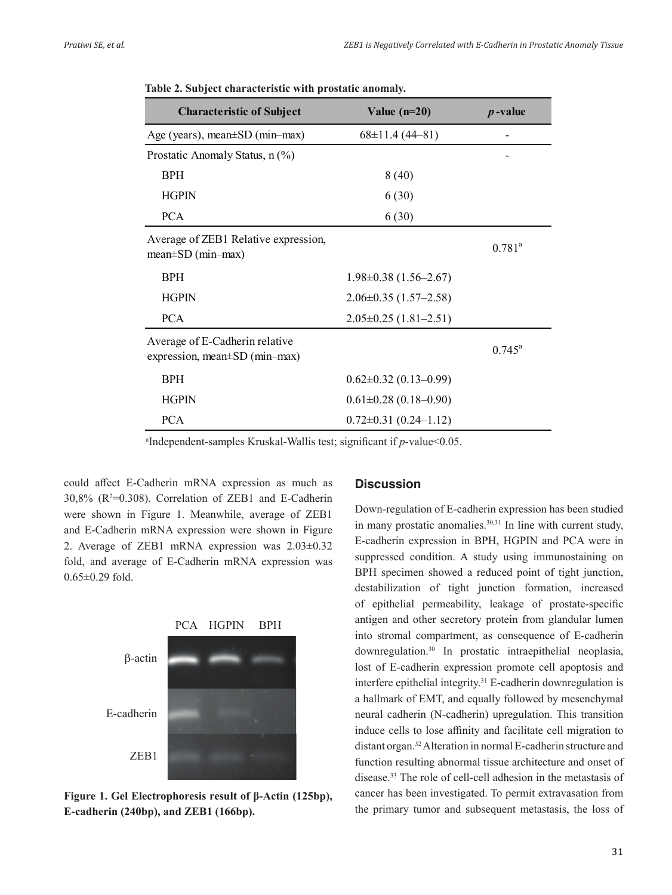**Table 2. Subject characteristic with prostatic anomaly.**

| Characteristic of Subject | Value (n=20) | *p*-value |
|---|---|---|
| Age (years), mean±SD (min–max) | 68±11.4 (44–81) | - |
| Prostatic Anomaly Status, n (%) | | - |
| BPH | 8 (40) | |
| HGPIN | 6 (30) | |
| PCA | 6 (30) | |
| Average of ZEB1 Relative expression, mean±SD (min–max) | | 0.781[a] |
| BPH | 1.98±0.38 (1.56–2.67) | |
| HGPIN | 2.06±0.35 (1.57–2.58) | |
| PCA | 2.05±0.25 (1.81–2.51) | |
| Average of E-Cadherin relative expression, mean±SD (min–max) | | 0.745[a] |
| BPH | 0.62±0.32 (0.13–0.99) | |
| HGPIN | 0.61±0.28 (0.18–0.90) | |
| PCA | 0.72±0.31 (0.24–1.12) | |

[a]Independent-samples Kruskal-Wallis test; significant if *p*-value<0.05.

could affect E-Cadherin mRNA expression as much as 30,8% ($R^2$=0.308). Correlation of ZEB1 and E-Cadherin were shown in Figure 1. Meanwhile, average of ZEB1 and E-Cadherin mRNA expression were shown in Figure 2. Average of ZEB1 mRNA expression was 2.03±0.32 fold, and average of E-Cadherin mRNA expression was 0.65±0.29 fold.

**Figure 1. Gel Electrophoresis result of β-Actin (125bp), E-cadherin (240bp), and ZEB1 (166bp).**

## Discussion

Down-regulation of E-cadherin expression has been studied in many prostatic anomalies.[30,31] In line with current study, E-cadherin expression in BPH, HGPIN and PCA were in suppressed condition. A study using immunostaining on BPH specimen showed a reduced point of tight junction, destabilization of tight junction formation, increased of epithelial permeability, leakage of prostate-specific antigen and other secretory protein from glandular lumen into stromal compartment, as consequence of E-cadherin downregulation.[30] In prostatic intraepithelial neoplasia, lost of E-cadherin expression promote cell apoptosis and interfere epithelial integrity.[31] E-cadherin downregulation is a hallmark of EMT, and equally followed by mesenchymal neural cadherin (N-cadherin) upregulation. This transition induce cells to lose affinity and facilitate cell migration to distant organ.[32] Alteration in normal E-cadherin structure and function resulting abnormal tissue architecture and onset of disease.[33] The role of cell-cell adhesion in the metastasis of cancer has been investigated. To permit extravasation from the primary tumor and subsequent metastasis, the loss of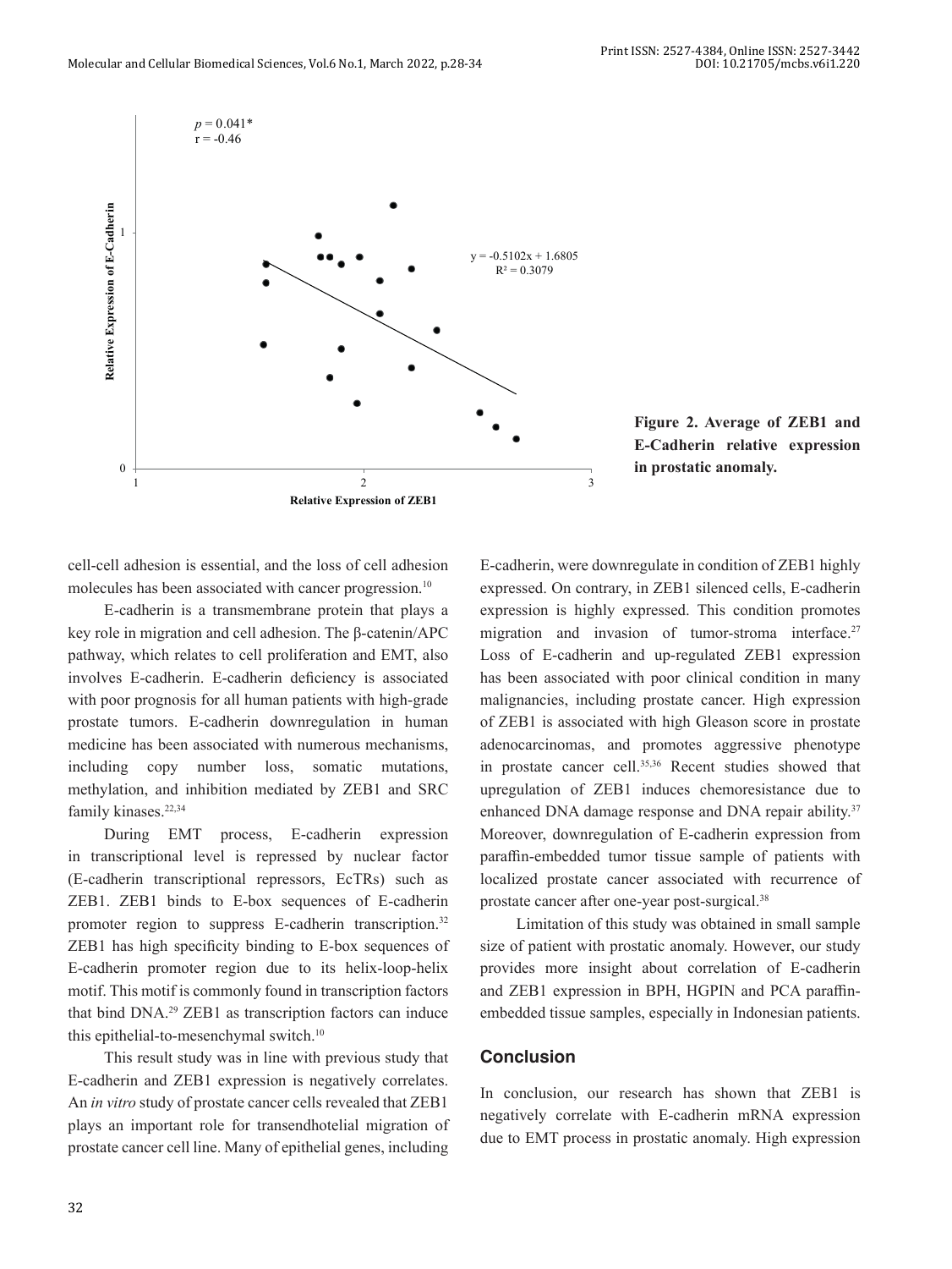Figure 2. Average of ZEB1 and E-Cadherin relative expression in prostatic anomaly.

cell-cell adhesion is essential, and the loss of cell adhesion molecules has been associated with cancer progression.[10]

E-cadherin is a transmembrane protein that plays a key role in migration and cell adhesion. The β-catenin/APC pathway, which relates to cell proliferation and EMT, also involves E-cadherin. E-cadherin deficiency is associated with poor prognosis for all human patients with high-grade prostate tumors. E-cadherin downregulation in human medicine has been associated with numerous mechanisms, including copy number loss, somatic mutations, methylation, and inhibition mediated by ZEB1 and SRC family kinases.[22,34]

During EMT process, E-cadherin expression in transcriptional level is repressed by nuclear factor (E-cadherin transcriptional repressors, EcTRs) such as ZEB1. ZEB1 binds to E-box sequences of E-cadherin promoter region to suppress E-cadherin transcription.[32] ZEB1 has high specificity binding to E-box sequences of E-cadherin promoter region due to its helix-loop-helix motif. This motif is commonly found in transcription factors that bind DNA.[29] ZEB1 as transcription factors can induce this epithelial-to-mesenchymal switch.[10]

This result study was in line with previous study that E-cadherin and ZEB1 expression is negatively correlates. An *in vitro* study of prostate cancer cells revealed that ZEB1 plays an important role for transendhotelial migration of prostate cancer cell line. Many of epithelial genes, including E-cadherin, were downregulate in condition of ZEB1 highly expressed. On contrary, in ZEB1 silenced cells, E-cadherin expression is highly expressed. This condition promotes migration and invasion of tumor-stroma interface.[27] Loss of E-cadherin and up-regulated ZEB1 expression has been associated with poor clinical condition in many malignancies, including prostate cancer. High expression of ZEB1 is associated with high Gleason score in prostate adenocarcinomas, and promotes aggressive phenotype in prostate cancer cell.[35,36] Recent studies showed that upregulation of ZEB1 induces chemoresistance due to enhanced DNA damage response and DNA repair ability.[37] Moreover, downregulation of E-cadherin expression from paraffin-embedded tumor tissue sample of patients with localized prostate cancer associated with recurrence of prostate cancer after one-year post-surgical.[38]

Limitation of this study was obtained in small sample size of patient with prostatic anomaly. However, our study provides more insight about correlation of E-cadherin and ZEB1 expression in BPH, HGPIN and PCA paraffin-embedded tissue samples, especially in Indonesian patients.

## Conclusion

In conclusion, our research has shown that ZEB1 is negatively correlate with E-cadherin mRNA expression due to EMT process in prostatic anomaly. High expression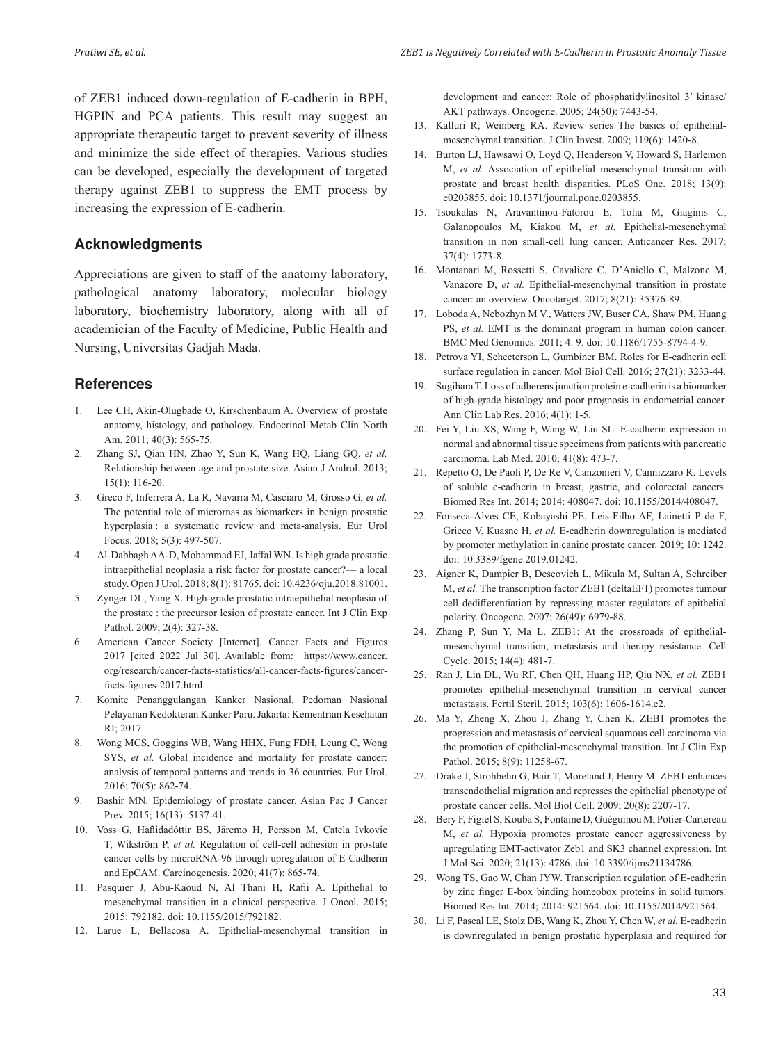of ZEB1 induced down-regulation of E-cadherin in BPH, HGPIN and PCA patients. This result may suggest an appropriate therapeutic target to prevent severity of illness and minimize the side effect of therapies. Various studies can be developed, especially the development of targeted therapy against ZEB1 to suppress the EMT process by increasing the expression of E-cadherin.

## Acknowledgments

Appreciations are given to staff of the anatomy laboratory, pathological anatomy laboratory, molecular biology laboratory, biochemistry laboratory, along with all of academician of the Faculty of Medicine, Public Health and Nursing, Universitas Gadjah Mada.

## References

1. Lee CH, Akin-Olugbade O, Kirschenbaum A. Overview of prostate anatomy, histology, and pathology. Endocrinol Metab Clin North Am. 2011; 40(3): 565-75.
2. Zhang SJ, Qian HN, Zhao Y, Sun K, Wang HQ, Liang GQ, *et al.* Relationship between age and prostate size. Asian J Androl. 2013; 15(1): 116-20.
3. Greco F, Inferrera A, La R, Navarra M, Casciaro M, Grosso G, *et al.* The potential role of micrornas as biomarkers in benign prostatic hyperplasia : a systematic review and meta-analysis. Eur Urol Focus. 2018; 5(3): 497-507.
4. Al-Dabbagh AA-D, Mohammad EJ, Jaffal WN. Is high grade prostatic intraepithelial neoplasia a risk factor for prostate cancer?— a local study. Open J Urol. 2018; 8(1): 81765. doi: 10.4236/oju.2018.81001.
5. Zynger DL, Yang X. High-grade prostatic intraepithelial neoplasia of the prostate : the precursor lesion of prostate cancer. Int J Clin Exp Pathol. 2009; 2(4): 327-38.
6. American Cancer Society [Internet]. Cancer Facts and Figures 2017 [cited 2022 Jul 30]. Available from: https://www.cancer.org/research/cancer-facts-statistics/all-cancer-facts-figures/cancer-facts-figures-2017.html
7. Komite Penanggulangan Kanker Nasional. Pedoman Nasional Pelayanan Kedokteran Kanker Paru. Jakarta: Kementrian Kesehatan RI; 2017.
8. Wong MCS, Goggins WB, Wang HHX, Fung FDH, Leung C, Wong SYS, *et al.* Global incidence and mortality for prostate cancer: analysis of temporal patterns and trends in 36 countries. Eur Urol. 2016; 70(5): 862-74.
9. Bashir MN. Epidemiology of prostate cancer. Asian Pac J Cancer Prev. 2015; 16(13): 5137-41.
10. Voss G, Haflidadóttir BS, Järemo H, Persson M, Catela Ivkovic T, Wikström P, *et al.* Regulation of cell-cell adhesion in prostate cancer cells by microRNA-96 through upregulation of E-Cadherin and EpCAM. Carcinogenesis. 2020; 41(7): 865-74.
11. Pasquier J, Abu-Kaoud N, Al Thani H, Rafii A. Epithelial to mesenchymal transition in a clinical perspective. J Oncol. 2015; 2015: 792182. doi: 10.1155/2015/792182.
12. Larue L, Bellacosa A. Epithelial-mesenchymal transition in development and cancer: Role of phosphatidylinositol 3′ kinase/AKT pathways. Oncogene. 2005; 24(50): 7443-54.
13. Kalluri R, Weinberg RA. Review series The basics of epithelial-mesenchymal transition. J Clin Invest. 2009; 119(6): 1420-8.
14. Burton LJ, Hawsawi O, Loyd Q, Henderson V, Howard S, Harlemon M, *et al.* Association of epithelial mesenchymal transition with prostate and breast health disparities. PLoS One. 2018; 13(9): e0203855. doi: 10.1371/journal.pone.0203855.
15. Tsoukalas N, Aravantinou-Fatorou E, Tolia M, Giaginis C, Galanopoulos M, Kiakou M, *et al.* Epithelial-mesenchymal transition in non small-cell lung cancer. Anticancer Res. 2017; 37(4): 1773-8.
16. Montanari M, Rossetti S, Cavaliere C, D'Aniello C, Malzone M, Vanacore D, *et al.* Epithelial-mesenchymal transition in prostate cancer: an overview. Oncotarget. 2017; 8(21): 35376-89.
17. Loboda A, Nebozhyn M V., Watters JW, Buser CA, Shaw PM, Huang PS, *et al.* EMT is the dominant program in human colon cancer. BMC Med Genomics. 2011; 4: 9. doi: 10.1186/1755-8794-4-9.
18. Petrova YI, Schecterson L, Gumbiner BM. Roles for E-cadherin cell surface regulation in cancer. Mol Biol Cell. 2016; 27(21): 3233-44.
19. Sugihara T. Loss of adherens junction protein e-cadherin is a biomarker of high-grade histology and poor prognosis in endometrial cancer. Ann Clin Lab Res. 2016; 4(1): 1-5.
20. Fei Y, Liu XS, Wang F, Wang W, Liu SL. E-cadherin expression in normal and abnormal tissue specimens from patients with pancreatic carcinoma. Lab Med. 2010; 41(8): 473-7.
21. Repetto O, De Paoli P, De Re V, Canzonieri V, Cannizzaro R. Levels of soluble e-cadherin in breast, gastric, and colorectal cancers. Biomed Res Int. 2014; 2014: 408047. doi: 10.1155/2014/408047.
22. Fonseca-Alves CE, Kobayashi PE, Leis-Filho AF, Lainetti P de F, Grieco V, Kuasne H, *et al.* E-cadherin downregulation is mediated by promoter methylation in canine prostate cancer. 2019; 10: 1242. doi: 10.3389/fgene.2019.01242.
23. Aigner K, Dampier B, Descovich L, Mikula M, Sultan A, Schreiber M, *et al.* The transcription factor ZEB1 (deltaEF1) promotes tumour cell dedifferentiation by repressing master regulators of epithelial polarity. Oncogene. 2007; 26(49): 6979-88.
24. Zhang P, Sun Y, Ma L. ZEB1: At the crossroads of epithelial-mesenchymal transition, metastasis and therapy resistance. Cell Cycle. 2015; 14(4): 481-7.
25. Ran J, Lin DL, Wu RF, Chen QH, Huang HP, Qiu NX, *et al.* ZEB1 promotes epithelial-mesenchymal transition in cervical cancer metastasis. Fertil Steril. 2015; 103(6): 1606-1614.e2.
26. Ma Y, Zheng X, Zhou J, Zhang Y, Chen K. ZEB1 promotes the progression and metastasis of cervical squamous cell carcinoma via the promotion of epithelial-mesenchymal transition. Int J Clin Exp Pathol. 2015; 8(9): 11258-67.
27. Drake J, Strohbehn G, Bair T, Moreland J, Henry M. ZEB1 enhances transendothelial migration and represses the epithelial phenotype of prostate cancer cells. Mol Biol Cell. 2009; 20(8): 2207-17.
28. Bery F, Figiel S, Kouba S, Fontaine D, Guéguinou M, Potier-Cartereau M, *et al.* Hypoxia promotes prostate cancer aggressiveness by upregulating EMT-activator Zeb1 and SK3 channel expression. Int J Mol Sci. 2020; 21(13): 4786. doi: 10.3390/ijms21134786.
29. Wong TS, Gao W, Chan JYW. Transcription regulation of E-cadherin by zinc finger E-box binding homeobox proteins in solid tumors. Biomed Res Int. 2014; 2014: 921564. doi: 10.1155/2014/921564.
30. Li F, Pascal LE, Stolz DB, Wang K, Zhou Y, Chen W, *et al.* E-cadherin is downregulated in benign prostatic hyperplasia and required for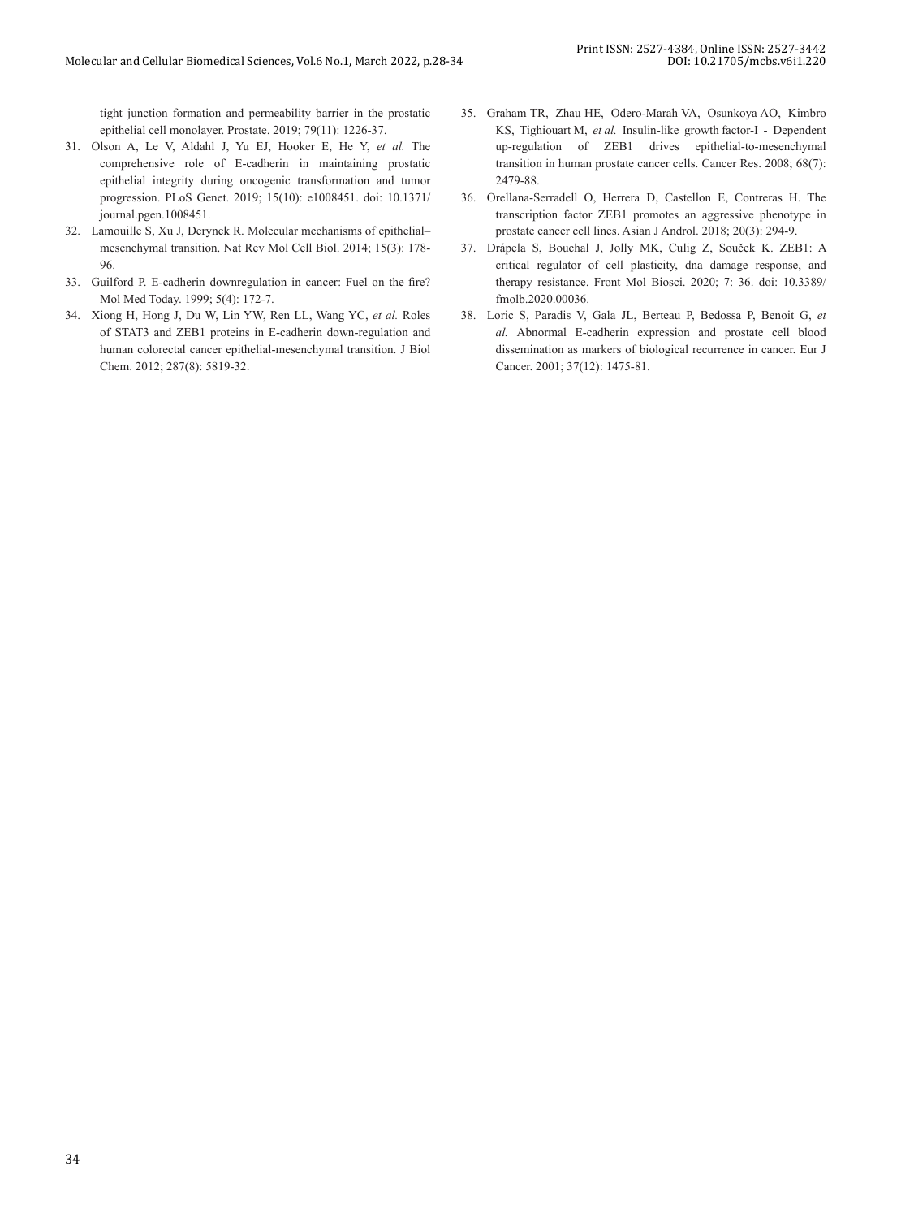tight junction formation and permeability barrier in the prostatic epithelial cell monolayer. Prostate. 2019; 79(11): 1226-37.

31. Olson A, Le V, Aldahl J, Yu EJ, Hooker E, He Y, *et al.* The comprehensive role of E-cadherin in maintaining prostatic epithelial integrity during oncogenic transformation and tumor progression. PLoS Genet. 2019; 15(10): e1008451. doi: 10.1371/journal.pgen.1008451.
32. Lamouille S, Xu J, Derynck R. Molecular mechanisms of epithelial–mesenchymal transition. Nat Rev Mol Cell Biol. 2014; 15(3): 178-96.
33. Guilford P. E-cadherin downregulation in cancer: Fuel on the fire? Mol Med Today. 1999; 5(4): 172-7.
34. Xiong H, Hong J, Du W, Lin YW, Ren LL, Wang YC, *et al.* Roles of STAT3 and ZEB1 proteins in E-cadherin down-regulation and human colorectal cancer epithelial-mesenchymal transition. J Biol Chem. 2012; 287(8): 5819-32.
35. Graham TR, Zhau HE, Odero-Marah VA, Osunkoya AO, Kimbro KS, Tighiouart M, *et al.* Insulin-like growth factor-I - Dependent up-regulation of ZEB1 drives epithelial-to-mesenchymal transition in human prostate cancer cells. Cancer Res. 2008; 68(7): 2479-88.
36. Orellana-Serradell O, Herrera D, Castellon E, Contreras H. The transcription factor ZEB1 promotes an aggressive phenotype in prostate cancer cell lines. Asian J Androl. 2018; 20(3): 294-9.
37. Drápela S, Bouchal J, Jolly MK, Culig Z, Souček K. ZEB1: A critical regulator of cell plasticity, dna damage response, and therapy resistance. Front Mol Biosci. 2020; 7: 36. doi: 10.3389/fmolb.2020.00036.
38. Loric S, Paradis V, Gala JL, Berteau P, Bedossa P, Benoit G, *et al.* Abnormal E-cadherin expression and prostate cell blood dissemination as markers of biological recurrence in cancer. Eur J Cancer. 2001; 37(12): 1475-81.